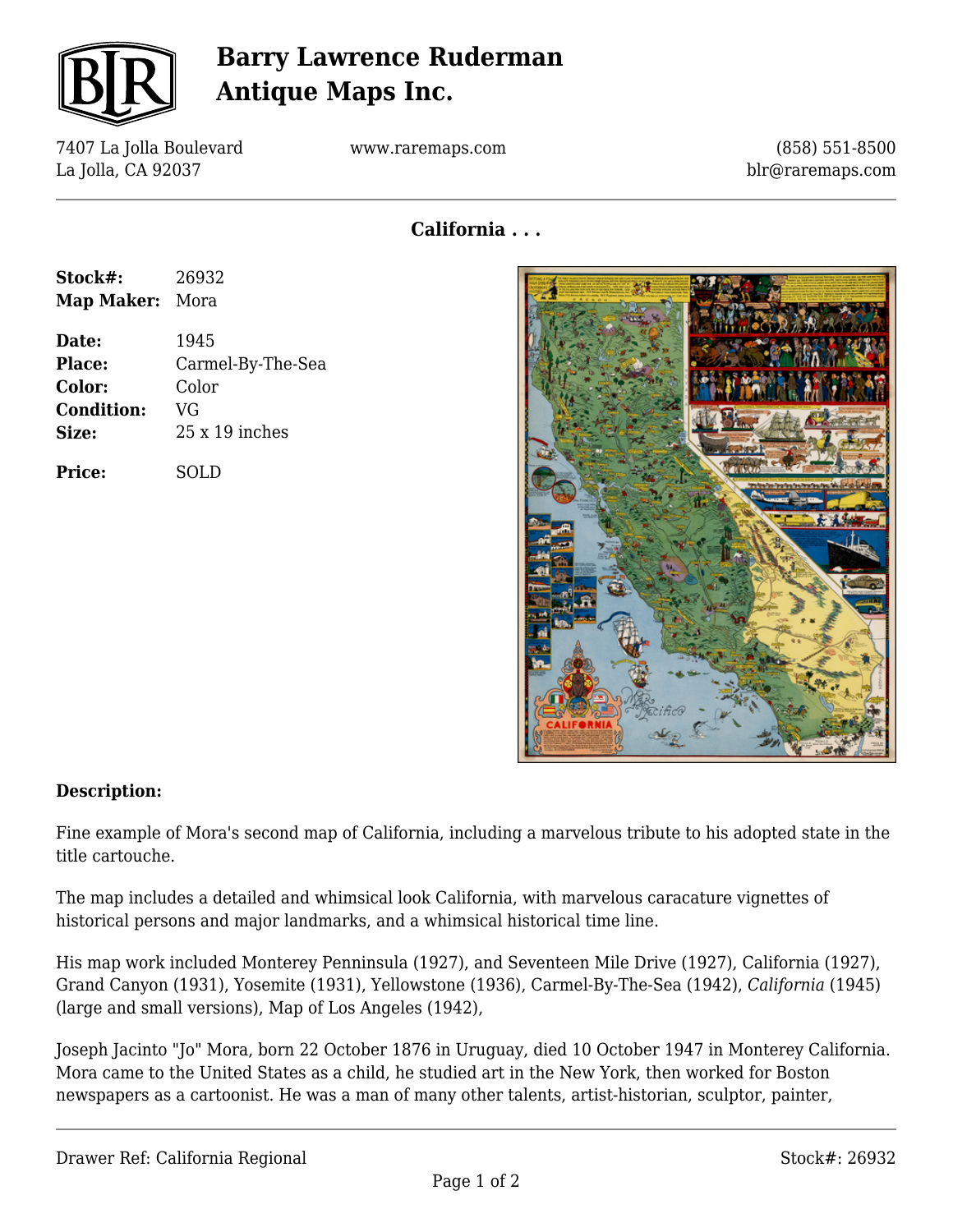# Barry Lawrence Ruderman Antique Maps Inc.

7407 La Jolla Boulevard
La Jolla, CA 92037

www.raremaps.com

(858) 551-8500
blr@raremaps.com

## California . . .

| | |
|---|---|
| **Stock#:** | 26932 |
| **Map Maker:** | Mora |
| **Date:** | 1945 |
| **Place:** | Carmel-By-The-Sea |
| **Color:** | Color |
| **Condition:** | VG |
| **Size:** | 25 x 19 inches |
| **Price:** | SOLD |

### Description:

Fine example of Mora's second map of California, including a marvelous tribute to his adopted state in the title cartouche.

The map includes a detailed and whimsical look California, with marvelous caracature vignettes of historical persons and major landmarks, and a whimsical historical time line.

His map work included Monterey Penninsula (1927), and Seventeen Mile Drive (1927), California (1927), Grand Canyon (1931), Yosemite (1931), Yellowstone (1936), Carmel-By-The-Sea (1942), *California* (1945) (large and small versions), Map of Los Angeles (1942),

Joseph Jacinto "Jo" Mora, born 22 October 1876 in Uruguay, died 10 October 1947 in Monterey California. Mora came to the United States as a child, he studied art in the New York, then worked for Boston newspapers as a cartoonist. He was a man of many other talents, artist-historian, sculptor, painter,

Drawer Ref: California Regional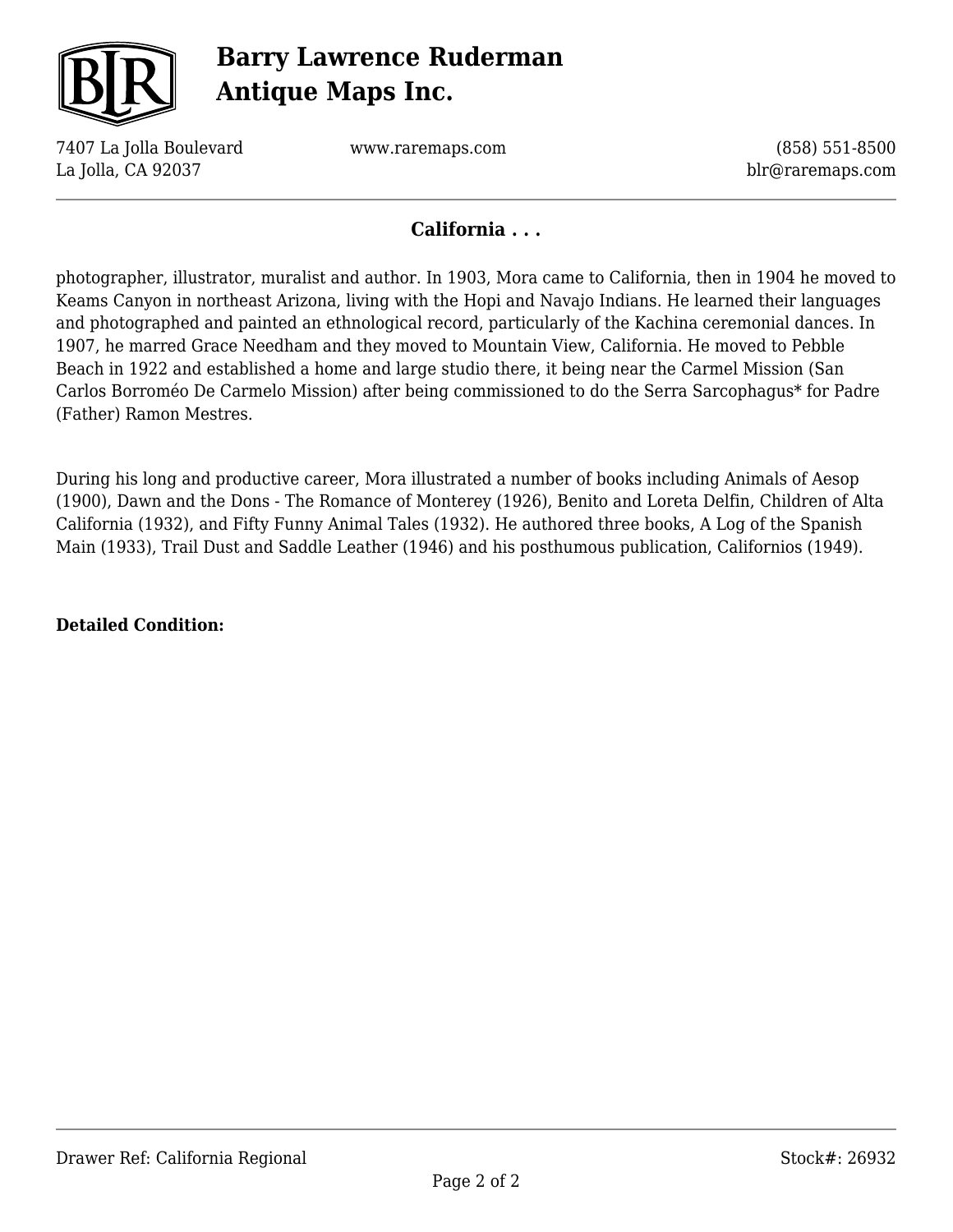photographer, illustrator, muralist and author. In 1903, Mora came to California, then in 1904 he moved to Keams Canyon in northeast Arizona, living with the Hopi and Navajo Indians. He learned their languages and photographed and painted an ethnological record, particularly of the Kachina ceremonial dances. In 1907, he marred Grace Needham and they moved to Mountain View, California. He moved to Pebble Beach in 1922 and established a home and large studio there, it being near the Carmel Mission (San Carlos Borroméo De Carmelo Mission) after being commissioned to do the Serra Sarcophagus* for Padre (Father) Ramon Mestres.

During his long and productive career, Mora illustrated a number of books including Animals of Aesop (1900), Dawn and the Dons - The Romance of Monterey (1926), Benito and Loreta Delfin, Children of Alta California (1932), and Fifty Funny Animal Tales (1932). He authored three books, A Log of the Spanish Main (1933), Trail Dust and Saddle Leather (1946) and his posthumous publication, Californios (1949).

**Detailed Condition:**